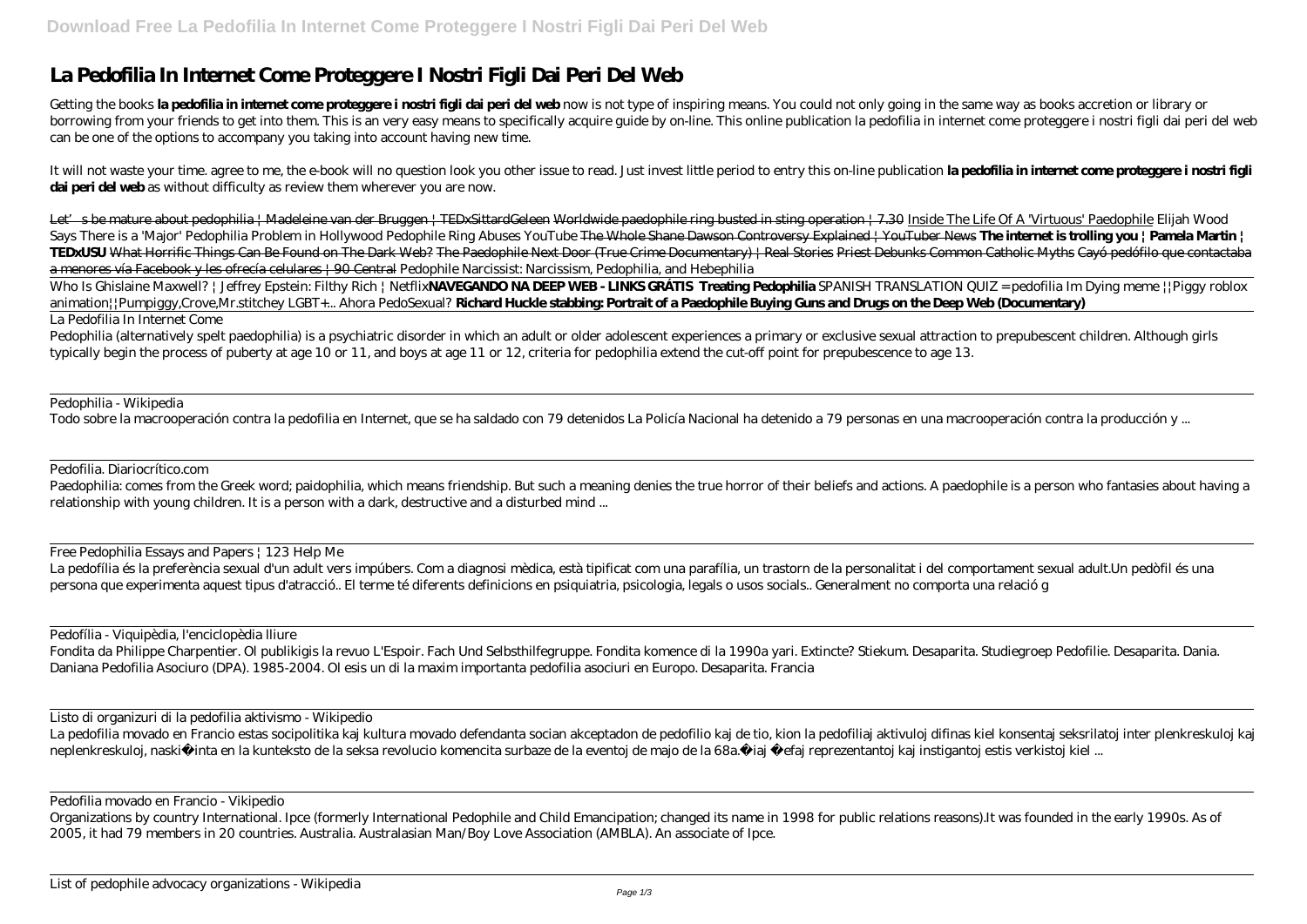# La Pedofilia In Internet Come Proteggere I Nostri Figli Dai Peri Del Web

Getting the books **la pedofilia in internet come proteggere i nostri figli dai peri del web** now is not type of inspiring means. You could not only going in the same way as books accretion or library or borrowing from your friends to get into them. This is an very easy means to specifically acquire guide by on-line. This online publication la pedofilia in internet come proteggere i nostri figli dai peri del web can be one of the options to accompany you taking into account having new time.

It will not waste your time. agree to me, the e-book will no question look you other issue to read. Just invest little period to entry this on-line publication **la pedofilia in internet come proteggere i nostri figli dai peri del web** as without difficulty as review them wherever you are now.

Let's be mature about pedophilia | Madeleine van der Bruggen | TEDxSittardGeleen Worldwide paedophile ring busted in sting operation | 7.30 Inside The Life Of A 'Virtuous' Paedophile Elijah Wood Says There is a 'Major' Pedophilia Problem in Hollywood Pedophile Ring Abuses YouTube The Whole Shane Dawson Controversy Explained | YouTuber News **The internet is trolling you | Pamela Martin | TEDxUSU** What Horrific Things Can Be Found on The Dark Web? The Paedophile Next Door (True Crime Documentary) | Real Stories Priest Debunks Common Catholic Myths Cayó pedófilo que contactaba a menores vía Facebook y les ofrecía celulares | 90 Central Pedophile Narcissist: Narcissism, Pedophilia, and Hebephilia

Who Is Ghislaine Maxwell? | Jeffrey Epstein: Filthy Rich | Netflix **NAVEGANDO NA DEEP WEB - LINKS GRÁTIS** **Treating Pedophilia** SPANISH TRANSLATION QUIZ = pedofilia Im Dying meme ||Piggy roblox animation||Pumpiggy,Crove,Mr.stitchey LGBT+... Ahora PedoSexual? **Richard Huckle stabbing: Portrait of a Paedophile Buying Guns and Drugs on the Deep Web (Documentary)**

La Pedofilia In Internet Come

Pedophilia (alternatively spelt paedophilia) is a psychiatric disorder in which an adult or older adolescent experiences a primary or exclusive sexual attraction to prepubescent children. Although girls typically begin the process of puberty at age 10 or 11, and boys at age 11 or 12, criteria for pedophilia extend the cut-off point for prepubescence to age 13.

Pedophilia - Wikipedia

Todo sobre la macrooperación contra la pedofilia en Internet, que se ha saldado con 79 detenidos La Policía Nacional ha detenido a 79 personas en una macrooperación contra la producción y ...

Pedofilia. Diariocrítico.com

Paedophilia: comes from the Greek word; paidophilia, which means friendship. But such a meaning denies the true horror of their beliefs and actions. A paedophile is a person who fantasies about having a relationship with young children. It is a person with a dark, destructive and a disturbed mind ...

Free Pedophilia Essays and Papers | 123 Help Me

La pedofília és la preferència sexual d'un adult vers impúbers. Com a diagnosi mèdica, està tipificat com una parafília, un trastorn de la personalitat i del comportament sexual adult.Un pedòfil és una persona que experimenta aquest tipus d'atracció.. El terme té diferents definicions en psiquiatria, psicologia, legals o usos socials.. Generalment no comporta una relació g

Pedofília - Viquipèdia, l'enciclopèdia lliure

Fondita da Philippe Charpentier. Ol publikigis la revuo L'Espoir. Fach Und Selbsthilfegruppe. Fondita komence di la 1990a yari. Extincte? Stiekum. Desaparita. Studiegroep Pedofilie. Desaparita. Dania. Daniana Pedofilia Asociuro (DPA). 1985-2004. Ol esis un di la maxim importanta pedofilia asociuri en Europo. Desaparita. Francia

Listo di organizuri di la pedofilia aktivismo - Wikipedio

La pedofilia movado en Francio estas socipolitika kaj kultura movado defendanta socian akceptadon de pedofilio kaj de tio, kion la pedofiliaj aktivuloj difinas kiel konsentaj seksrilatoj inter plenkreskuloj kaj neplenkreskuloj, naskiĝinta en la kunteksto de la seksa revolucio komencita surbaze de la eventoj de majo de la 68a. Ĝiaj ĉefaj reprezentantoj kaj instigantoj estis verkistoj kiel ...

Pedofilia movado en Francio - Vikipedio

Organizations by country International. Ipce (formerly International Pedophile and Child Emancipation; changed its name in 1998 for public relations reasons).It was founded in the early 1990s. As of 2005, it had 79 members in 20 countries. Australia. Australasian Man/Boy Love Association (AMBLA). An associate of Ipce.

List of pedophile advocacy organizations - Wikipedia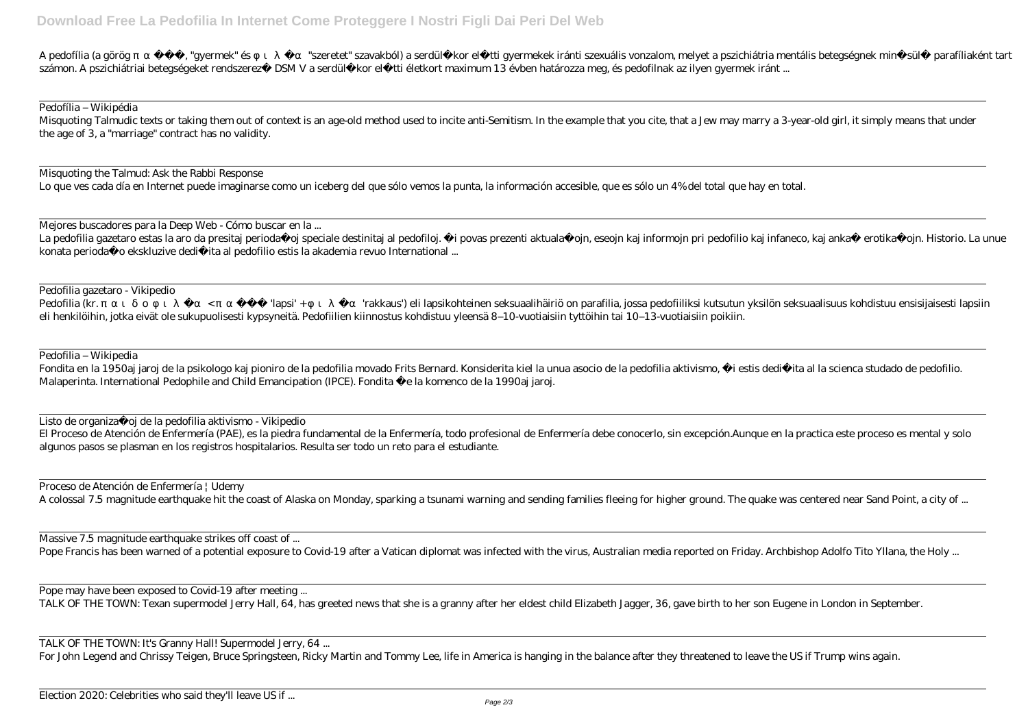A pedofília (a görög π α � � �, "gyermek" és φ ι λ � α "szeretet" szavakból) a serdül� kor el� tti gyermekek iránti szexuális vonzalom, melyet a pszichiátria mentális betegségnek min� sül� parafíliaként tart számon. A pszichiátriai betegségeket rendszerez� DSM V a serdül� kor el� tti életkort maximum 13 évben határozza meg, és pedofilnak az ilyen gyermek iránt ...

Pedofília – Wikipédia

Misquoting Talmudic texts or taking them out of context is an age-old method used to incite anti-Semitism. In the example that you cite, that a Jew may marry a 3-year-old girl, it simply means that under the age of 3, a "marriage" contract has no validity.

Misquoting the Talmud: Ask the Rabbi Response

Lo que ves cada día en Internet puede imaginarse como un iceberg del que sólo vemos la punta, la información accesible, que es sólo un 4% del total que hay en total.

Mejores buscadores para la Deep Web - Cómo buscar en la ...

La pedofilia gazetaro estas la aro da presitaj perioda� oj speciale destinitaj al pedofiloj. � i povas prezenti aktuala� ojn, eseojn kaj informojn pri pedofilio kaj infaneco, kaj anka� erotika� ojn. Historio. La unue konata perioda� o ekskluzive dedi� ita al pedofilio estis la akademia revuo International ...

Pedofilia gazetaro - Vikipedio

Pedofilia (kr. π α ι δ ο φ ι λ � α < π α � � � 'lapsi' + φ ι λ � α 'rakkaus') eli lapsikohteinen seksuaalihäiriö on parafilia, jossa pedofiiliksi kutsutun yksilön seksuaalisuus kohdistuu ensisijaisesti lapsiin eli henkilöihin, jotka eivät ole sukupuolisesti kypsyneitä. Pedofiilien kiinnostus kohdistuu yleensä 8–10-vuotiaisiin tyttöihin tai 10–13-vuotiaisiin poikiin.

Pedofilia – Wikipedia

Fondita en la 1950aj jaroj de la psikologo kaj pioniro de la pedofilia movado Frits Bernard. Konsiderita kiel la unua asocio de la pedofilia aktivismo, � i estis dedi� ita al la scienca studado de pedofilio. Malaperinta. International Pedophile and Child Emancipation (IPCE). Fondita � e la komenco de la 1990aj jaroj.

Listo de organiza� oj de la pedofilia aktivismo - Vikipedio

El Proceso de Atención de Enfermería (PAE), es la piedra fundamental de la Enfermería, todo profesional de Enfermería debe conocerlo, sin excepción.Aunque en la practica este proceso es mental y solo algunos pasos se plasman en los registros hospitalarios. Resulta ser todo un reto para el estudiante.

Proceso de Atención de Enfermería ¦ Udemy

A colossal 7.5 magnitude earthquake hit the coast of Alaska on Monday, sparking a tsunami warning and sending families fleeing for higher ground. The quake was centered near Sand Point, a city of ...

Massive 7.5 magnitude earthquake strikes off coast of ...

Pope Francis has been warned of a potential exposure to Covid-19 after a Vatican diplomat was infected with the virus, Australian media reported on Friday. Archbishop Adolfo Tito Yllana, the Holy ...

Pope may have been exposed to Covid-19 after meeting ...

TALK OF THE TOWN: Texan supermodel Jerry Hall, 64, has greeted news that she is a granny after her eldest child Elizabeth Jagger, 36, gave birth to her son Eugene in London in September.

TALK OF THE TOWN: It's Granny Hall! Supermodel Jerry, 64 ...

For John Legend and Chrissy Teigen, Bruce Springsteen, Ricky Martin and Tommy Lee, life in America is hanging in the balance after they threatened to leave the US if Trump wins again.

Election 2020: Celebrities who said they'll leave US if ...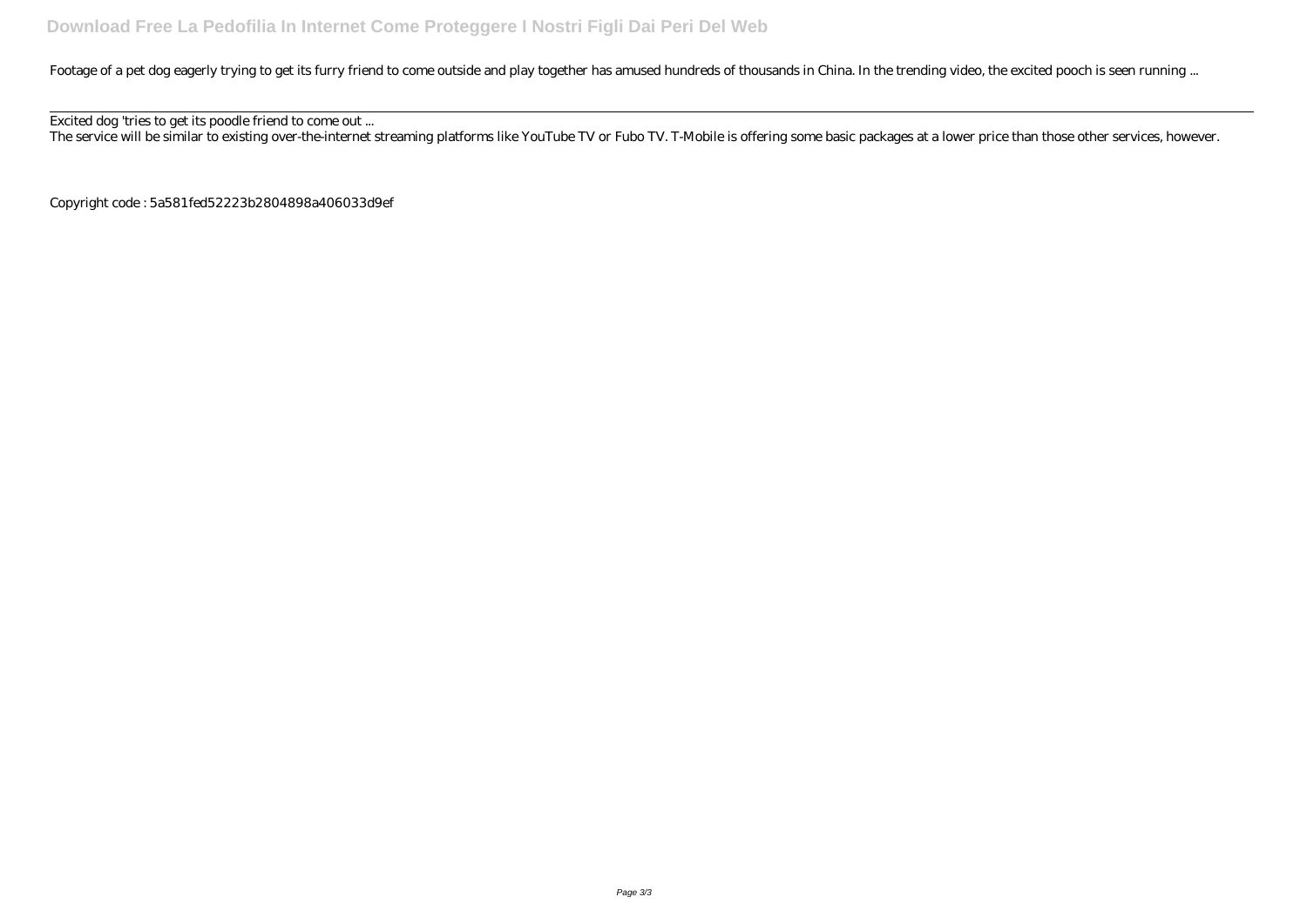Footage of a pet dog eagerly trying to get its furry friend to come outside and play together has amused hundreds of thousands in China. In the trending video, the excited pooch is seen running ...

---

Excited dog 'tries to get its poodle friend to come out ...

The service will be similar to existing over-the-internet streaming platforms like YouTube TV or Fubo TV. T-Mobile is offering some basic packages at a lower price than those other services, however.

Copyright code : 5a581fed52223b2804898a406033d9ef